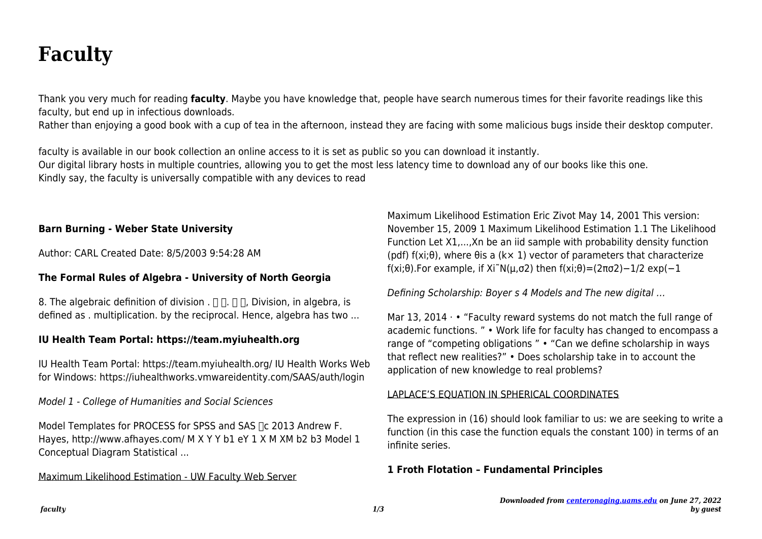# Faculty

Thank you very much for reading **faculty**. Maybe you have knowledge that, people have search numerous times for their favorite readings like this faculty, but end up in infectious downloads.
Rather than enjoying a good book with a cup of tea in the afternoon, instead they are facing with some malicious bugs inside their desktop computer.

faculty is available in our book collection an online access to it is set as public so you can download it instantly.
Our digital library hosts in multiple countries, allowing you to get the most less latency time to download any of our books like this one.
Kindly say, the faculty is universally compatible with any devices to read

### Barn Burning - Weber State University

Author: CARL Created Date: 8/5/2003 9:54:28 AM

### The Formal Rules of Algebra - University of North Georgia

8. The algebraic definition of division . □ □. □ □, Division, in algebra, is defined as . multiplication. by the reciprocal. Hence, algebra has two ...

### IU Health Team Portal: https://team.myiuhealth.org

IU Health Team Portal: https://team.myiuhealth.org/ IU Health Works Web for Windows: https://iuhealthworks.vmwareidentity.com/SAAS/auth/login

*Model 1 - College of Humanities and Social Sciences*

Model Templates for PROCESS for SPSS and SAS □c 2013 Andrew F. Hayes, http://www.afhayes.com/ M X Y Y b1 eY 1 X M XM b2 b3 Model 1 Conceptual Diagram Statistical ...

Maximum Likelihood Estimation - UW Faculty Web Server

Maximum Likelihood Estimation Eric Zivot May 14, 2001 This version: November 15, 2009 1 Maximum Likelihood Estimation 1.1 The Likelihood Function Let X1,...,Xn be an iid sample with probability density function (pdf) f(xi;θ), where θis a (k× 1) vector of parameters that characterize f(xi;θ).For example, if Xi˜N(μ,σ2) then f(xi;θ)=(2πσ2)−1/2 exp(−1

*Defining Scholarship: Boyer s 4 Models and The new digital ...*

Mar 13, 2014 · • "Faculty reward systems do not match the full range of academic functions. " • Work life for faculty has changed to encompass a range of "competing obligations " • "Can we define scholarship in ways that reflect new realities?" • Does scholarship take in to account the application of new knowledge to real problems?

LAPLACE'S EQUATION IN SPHERICAL COORDINATES

The expression in (16) should look familiar to us: we are seeking to write a function (in this case the function equals the constant 100) in terms of an infinite series.

### 1 Froth Flotation – Fundamental Principles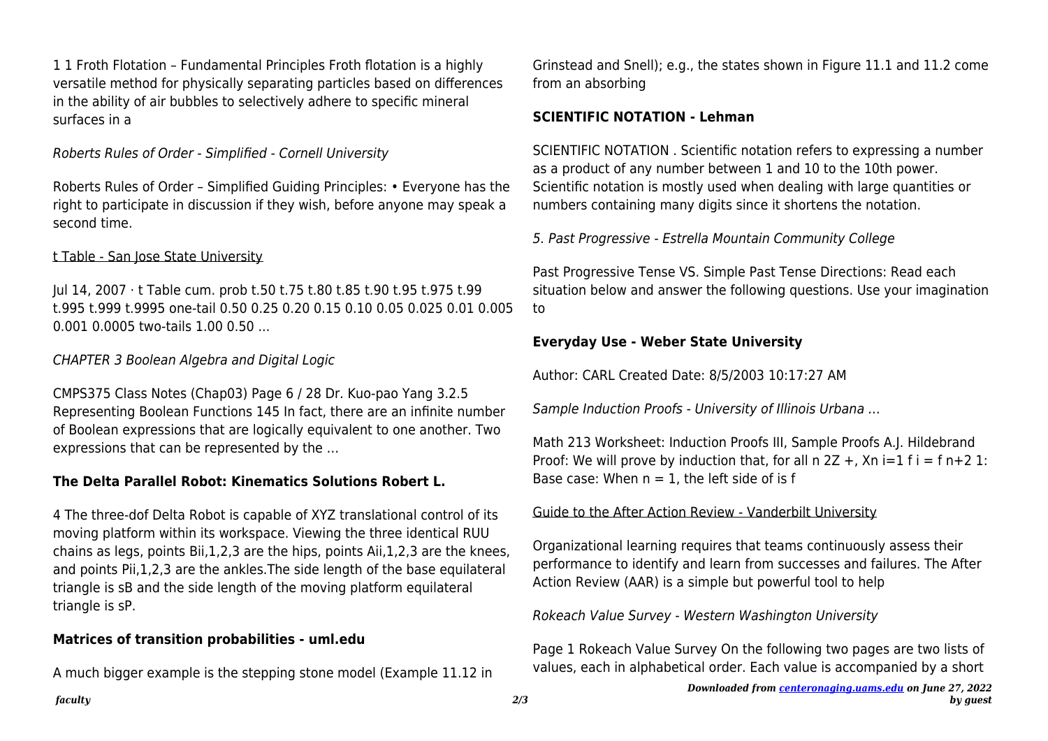1 1 Froth Flotation – Fundamental Principles Froth flotation is a highly versatile method for physically separating particles based on differences in the ability of air bubbles to selectively adhere to specific mineral surfaces in a

*Roberts Rules of Order - Simplified - Cornell University*

Roberts Rules of Order – Simplified Guiding Principles: • Everyone has the right to participate in discussion if they wish, before anyone may speak a second time.

t Table - San Jose State University

Jul 14, 2007 · t Table cum. prob t.50 t.75 t.80 t.85 t.90 t.95 t.975 t.99 t.995 t.999 t.9995 one-tail 0.50 0.25 0.20 0.15 0.10 0.05 0.025 0.01 0.005 0.001 0.0005 two-tails 1.00 0.50 ...

*CHAPTER 3 Boolean Algebra and Digital Logic*

CMPS375 Class Notes (Chap03) Page 6 / 28 Dr. Kuo-pao Yang 3.2.5 Representing Boolean Functions 145 In fact, there are an infinite number of Boolean expressions that are logically equivalent to one another. Two expressions that can be represented by the …

**The Delta Parallel Robot: Kinematics Solutions Robert L.**

4 The three-dof Delta Robot is capable of XYZ translational control of its moving platform within its workspace. Viewing the three identical RUU chains as legs, points Bii,1,2,3 are the hips, points Aii,1,2,3 are the knees, and points Pii,1,2,3 are the ankles.The side length of the base equilateral triangle is sB and the side length of the moving platform equilateral triangle is sP.

**Matrices of transition probabilities - uml.edu**

A much bigger example is the stepping stone model (Example 11.12 in Grinstead and Snell); e.g., the states shown in Figure 11.1 and 11.2 come from an absorbing

**SCIENTIFIC NOTATION - Lehman**

SCIENTIFIC NOTATION . Scientific notation refers to expressing a number as a product of any number between 1 and 10 to the 10th power. Scientific notation is mostly used when dealing with large quantities or numbers containing many digits since it shortens the notation.

*5. Past Progressive - Estrella Mountain Community College*

Past Progressive Tense VS. Simple Past Tense Directions: Read each situation below and answer the following questions. Use your imagination to

**Everyday Use - Weber State University**

Author: CARL Created Date: 8/5/2003 10:17:27 AM

*Sample Induction Proofs - University of Illinois Urbana …*

Math 213 Worksheet: Induction Proofs III, Sample Proofs A.J. Hildebrand Proof: We will prove by induction that, for all n 2Z +, Xn i=1 f i = f n+2 1: Base case: When n = 1, the left side of is f

Guide to the After Action Review - Vanderbilt University

Organizational learning requires that teams continuously assess their performance to identify and learn from successes and failures. The After Action Review (AAR) is a simple but powerful tool to help

*Rokeach Value Survey - Western Washington University*

Page 1 Rokeach Value Survey On the following two pages are two lists of values, each in alphabetical order. Each value is accompanied by a short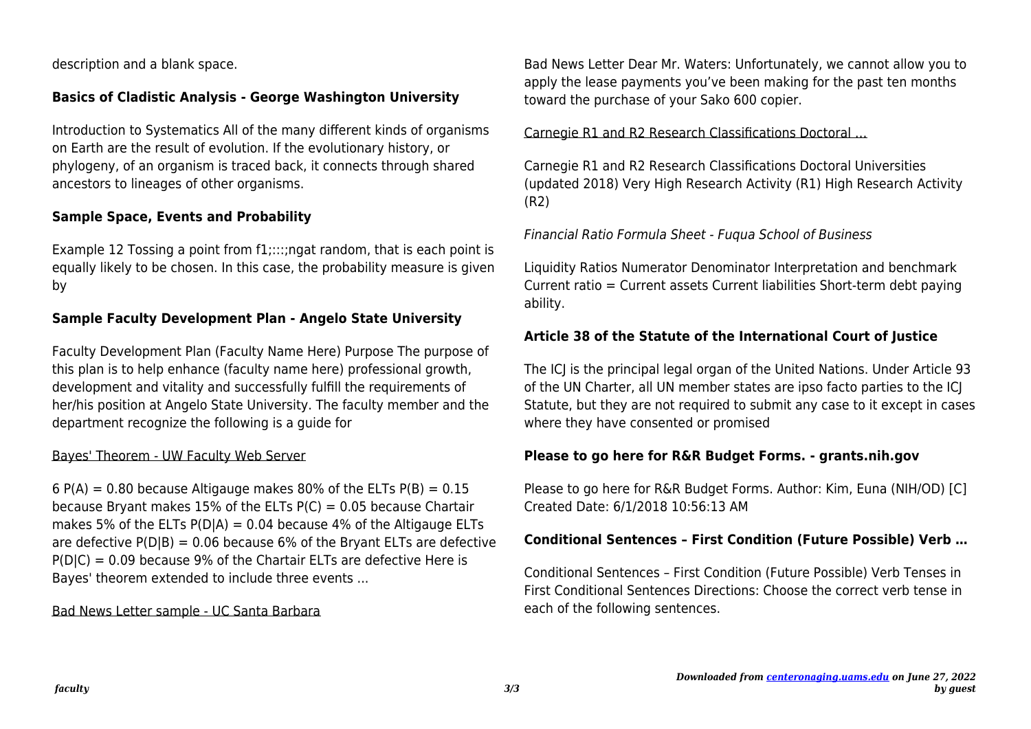description and a blank space.

### Basics of Cladistic Analysis - George Washington University

Introduction to Systematics All of the many different kinds of organisms on Earth are the result of evolution. If the evolutionary history, or phylogeny, of an organism is traced back, it connects through shared ancestors to lineages of other organisms.

### Sample Space, Events and Probability

Example 12 Tossing a point from f1;:::;ngat random, that is each point is equally likely to be chosen. In this case, the probability measure is given by

### Sample Faculty Development Plan - Angelo State University

Faculty Development Plan (Faculty Name Here) Purpose The purpose of this plan is to help enhance (faculty name here) professional growth, development and vitality and successfully fulfill the requirements of her/his position at Angelo State University. The faculty member and the department recognize the following is a guide for

Bayes' Theorem - UW Faculty Web Server

6 $P(A) = 0.80$ because Altigauge makes 80% of the ELTs $P(B) = 0.15$ because Bryant makes 15% of the ELTs $P(C) = 0.05$ because Chartair makes 5% of the ELTs $P(D|A) = 0.04$ because 4% of the Altigauge ELTs are defective $P(D|B) = 0.06$ because 6% of the Bryant ELTs are defective $P(D|C) = 0.09$ because 9% of the Chartair ELTs are defective Here is Bayes' theorem extended to include three events ...

Bad News Letter sample - UC Santa Barbara

Bad News Letter Dear Mr. Waters: Unfortunately, we cannot allow you to apply the lease payments you've been making for the past ten months toward the purchase of your Sako 600 copier.

Carnegie R1 and R2 Research Classifications Doctoral ...

Carnegie R1 and R2 Research Classifications Doctoral Universities (updated 2018) Very High Research Activity (R1) High Research Activity (R2)

*Financial Ratio Formula Sheet - Fuqua School of Business*

Liquidity Ratios Numerator Denominator Interpretation and benchmark Current ratio = Current assets Current liabilities Short-term debt paying ability.

### Article 38 of the Statute of the International Court of Justice

The ICJ is the principal legal organ of the United Nations. Under Article 93 of the UN Charter, all UN member states are ipso facto parties to the ICJ Statute, but they are not required to submit any case to it except in cases where they have consented or promised

### Please to go here for R&R Budget Forms. - grants.nih.gov

Please to go here for R&R Budget Forms. Author: Kim, Euna (NIH/OD) [C] Created Date: 6/1/2018 10:56:13 AM

### Conditional Sentences – First Condition (Future Possible) Verb …

Conditional Sentences – First Condition (Future Possible) Verb Tenses in First Conditional Sentences Directions: Choose the correct verb tense in each of the following sentences.